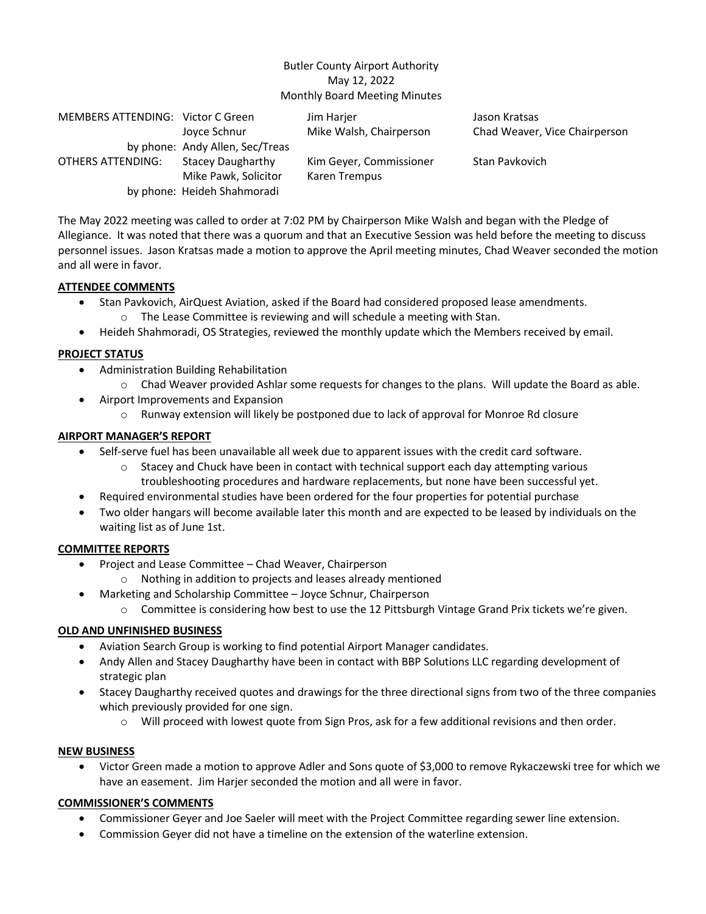Butler County Airport Authority
May 12, 2022
Monthly Board Meeting Minutes

| | | | |
|---|---|---|---|
| MEMBERS ATTENDING: | Victor C Green | Jim Harjer | Jason Kratsas |
| | Joyce Schnur | Mike Walsh, Chairperson | Chad Weaver, Vice Chairperson |
| | by phone: Andy Allen, Sec/Treas | | |
| OTHERS ATTENDING: | Stacey Daugharthy | Kim Geyer, Commissioner | Stan Pavkovich |
| | Mike Pawk, Solicitor | Karen Trempus | |
| | by phone: Heideh Shahmoradi | | |

The May 2022 meeting was called to order at 7:02 PM by Chairperson Mike Walsh and began with the Pledge of Allegiance. It was noted that there was a quorum and that an Executive Session was held before the meeting to discuss personnel issues. Jason Kratsas made a motion to approve the April meeting minutes, Chad Weaver seconded the motion and all were in favor.

**ATTENDEE COMMENTS**

- Stan Pavkovich, AirQuest Aviation, asked if the Board had considered proposed lease amendments.
  - The Lease Committee is reviewing and will schedule a meeting with Stan.
- Heideh Shahmoradi, OS Strategies, reviewed the monthly update which the Members received by email.

**PROJECT STATUS**

- Administration Building Rehabilitation
  - Chad Weaver provided Ashlar some requests for changes to the plans. Will update the Board as able.
- Airport Improvements and Expansion
  - Runway extension will likely be postponed due to lack of approval for Monroe Rd closure

**AIRPORT MANAGER'S REPORT**

- Self-serve fuel has been unavailable all week due to apparent issues with the credit card software.
  - Stacey and Chuck have been in contact with technical support each day attempting various troubleshooting procedures and hardware replacements, but none have been successful yet.
- Required environmental studies have been ordered for the four properties for potential purchase
- Two older hangars will become available later this month and are expected to be leased by individuals on the waiting list as of June 1st.

**COMMITTEE REPORTS**

- Project and Lease Committee – Chad Weaver, Chairperson
  - Nothing in addition to projects and leases already mentioned
- Marketing and Scholarship Committee – Joyce Schnur, Chairperson
  - Committee is considering how best to use the 12 Pittsburgh Vintage Grand Prix tickets we're given.

**OLD AND UNFINISHED BUSINESS**

- Aviation Search Group is working to find potential Airport Manager candidates.
- Andy Allen and Stacey Daugharthy have been in contact with BBP Solutions LLC regarding development of strategic plan
- Stacey Daugharthy received quotes and drawings for the three directional signs from two of the three companies which previously provided for one sign.
  - Will proceed with lowest quote from Sign Pros, ask for a few additional revisions and then order.

**NEW BUSINESS**

- Victor Green made a motion to approve Adler and Sons quote of $3,000 to remove Rykaczewski tree for which we have an easement. Jim Harjer seconded the motion and all were in favor.

**COMMISSIONER'S COMMENTS**

- Commissioner Geyer and Joe Saeler will meet with the Project Committee regarding sewer line extension.
- Commission Geyer did not have a timeline on the extension of the waterline extension.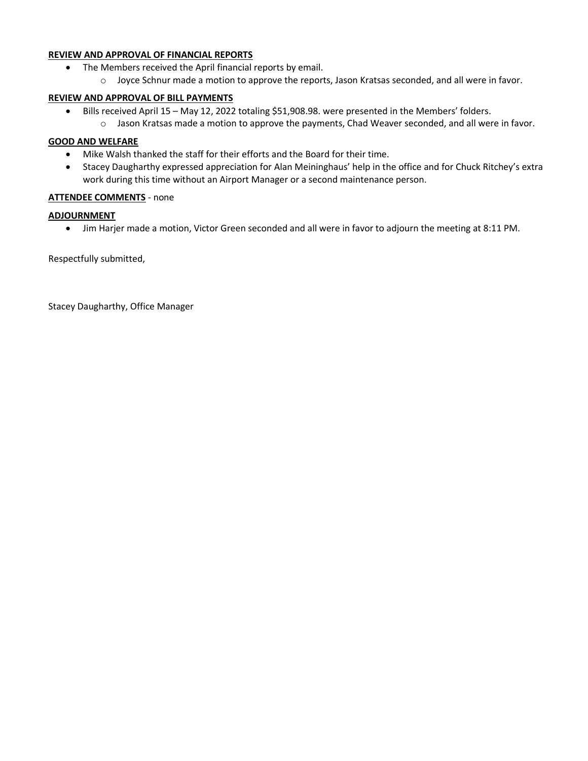**REVIEW AND APPROVAL OF FINANCIAL REPORTS**

- The Members received the April financial reports by email.
  - Joyce Schnur made a motion to approve the reports, Jason Kratsas seconded, and all were in favor.

**REVIEW AND APPROVAL OF BILL PAYMENTS**

- Bills received April 15 – May 12, 2022 totaling $51,908.98. were presented in the Members' folders.
  - Jason Kratsas made a motion to approve the payments, Chad Weaver seconded, and all were in favor.

**GOOD AND WELFARE**

- Mike Walsh thanked the staff for their efforts and the Board for their time.
- Stacey Daugharthy expressed appreciation for Alan Meininghaus' help in the office and for Chuck Ritchey's extra work during this time without an Airport Manager or a second maintenance person.

**ATTENDEE COMMENTS** - none

**ADJOURNMENT**

- Jim Harjer made a motion, Victor Green seconded and all were in favor to adjourn the meeting at 8:11 PM.

Respectfully submitted,

Stacey Daugharthy, Office Manager